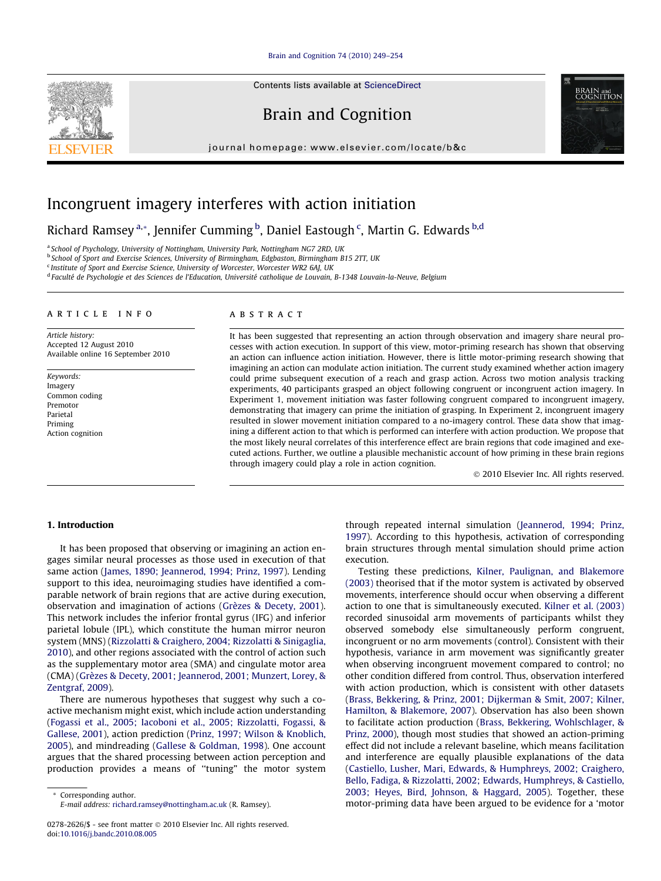# Incongruent imagery interferes with action initiation

Richard Ramsey [a,*], Jennifer Cumming [b], Daniel Eastough [c], Martin G. Edwards [b,d]

[a] School of Psychology, University of Nottingham, University Park, Nottingham NG7 2RD, UK
[b] School of Sport and Exercise Sciences, University of Birmingham, Edgbaston, Birmingham B15 2TT, UK
[c] Institute of Sport and Exercise Science, University of Worcester, Worcester WR2 6AJ, UK
[d] Faculté de Psychologie et des Sciences de l'Education, Université catholique de Louvain, B-1348 Louvain-la-Neuve, Belgium

## ARTICLE INFO

*Article history:*
Accepted 12 August 2010
Available online 16 September 2010

*Keywords:*
Imagery
Common coding
Premotor
Parietal
Priming
Action cognition

## ABSTRACT

It has been suggested that representing an action through observation and imagery share neural processes with action execution. In support of this view, motor-priming research has shown that observing an action can influence action initiation. However, there is little motor-priming research showing that imagining an action can modulate action initiation. The current study examined whether action imagery could prime subsequent execution of a reach and grasp action. Across two motion analysis tracking experiments, 40 participants grasped an object following congruent or incongruent action imagery. In Experiment 1, movement initiation was faster following congruent compared to incongruent imagery, demonstrating that imagery can prime the initiation of grasping. In Experiment 2, incongruent imagery resulted in slower movement initiation compared to a no-imagery control. These data show that imagining a different action to that which is performed can interfere with action production. We propose that the most likely neural correlates of this interference effect are brain regions that code imagined and executed actions. Further, we outline a plausible mechanistic account of how priming in these brain regions through imagery could play a role in action cognition.

© 2010 Elsevier Inc. All rights reserved.

## 1. Introduction

It has been proposed that observing or imagining an action engages similar neural processes as those used in execution of that same action (James, 1890; Jeannerod, 1994; Prinz, 1997). Lending support to this idea, neuroimaging studies have identified a comparable network of brain regions that are active during execution, observation and imagination of actions (Grèzes & Decety, 2001). This network includes the inferior frontal gyrus (IFG) and inferior parietal lobule (IPL), which constitute the human mirror neuron system (MNS) (Rizzolatti & Craighero, 2004; Rizzolatti & Sinigaglia, 2010), and other regions associated with the control of action such as the supplementary motor area (SMA) and cingulate motor area (CMA) (Grèzes & Decety, 2001; Jeannerod, 2001; Munzert, Lorey, & Zentgraf, 2009).

There are numerous hypotheses that suggest why such a co-active mechanism might exist, which include action understanding (Fogassi et al., 2005; Iacoboni et al., 2005; Rizzolatti, Fogassi, & Gallese, 2001), action prediction (Prinz, 1997; Wilson & Knoblich, 2005), and mindreading (Gallese & Goldman, 1998). One account argues that the shared processing between action perception and production provides a means of "tuning" the motor system through repeated internal simulation (Jeannerod, 1994; Prinz, 1997). According to this hypothesis, activation of corresponding brain structures through mental simulation should prime action execution.

Testing these predictions, Kilner, Paulignan, and Blakemore (2003) theorised that if the motor system is activated by observed movements, interference should occur when observing a different action to one that is simultaneously executed. Kilner et al. (2003) recorded sinusoidal arm movements of participants whilst they observed somebody else simultaneously perform congruent, incongruent or no arm movements (control). Consistent with their hypothesis, variance in arm movement was significantly greater when observing incongruent movement compared to control; no other condition differed from control. Thus, observation interfered with action production, which is consistent with other datasets (Brass, Bekkering, & Prinz, 2001; Dijkerman & Smit, 2007; Kilner, Hamilton, & Blakemore, 2007). Observation has also been shown to facilitate action production (Brass, Bekkering, Wohlschlager, & Prinz, 2000), though most studies that showed an action-priming effect did not include a relevant baseline, which means facilitation and interference are equally plausible explanations of the data (Castiello, Lusher, Mari, Edwards, & Humphreys, 2002; Craighero, Bello, Fadiga, & Rizzolatti, 2002; Edwards, Humphreys, & Castiello, 2003; Heyes, Bird, Johnson, & Haggard, 2005). Together, these motor-priming data have been argued to be evidence for a 'motor

* Corresponding author.
E-mail address: richard.ramsey@nottingham.ac.uk (R. Ramsey).

0278-2626/$ - see front matter © 2010 Elsevier Inc. All rights reserved.
doi:10.1016/j.bandc.2010.08.005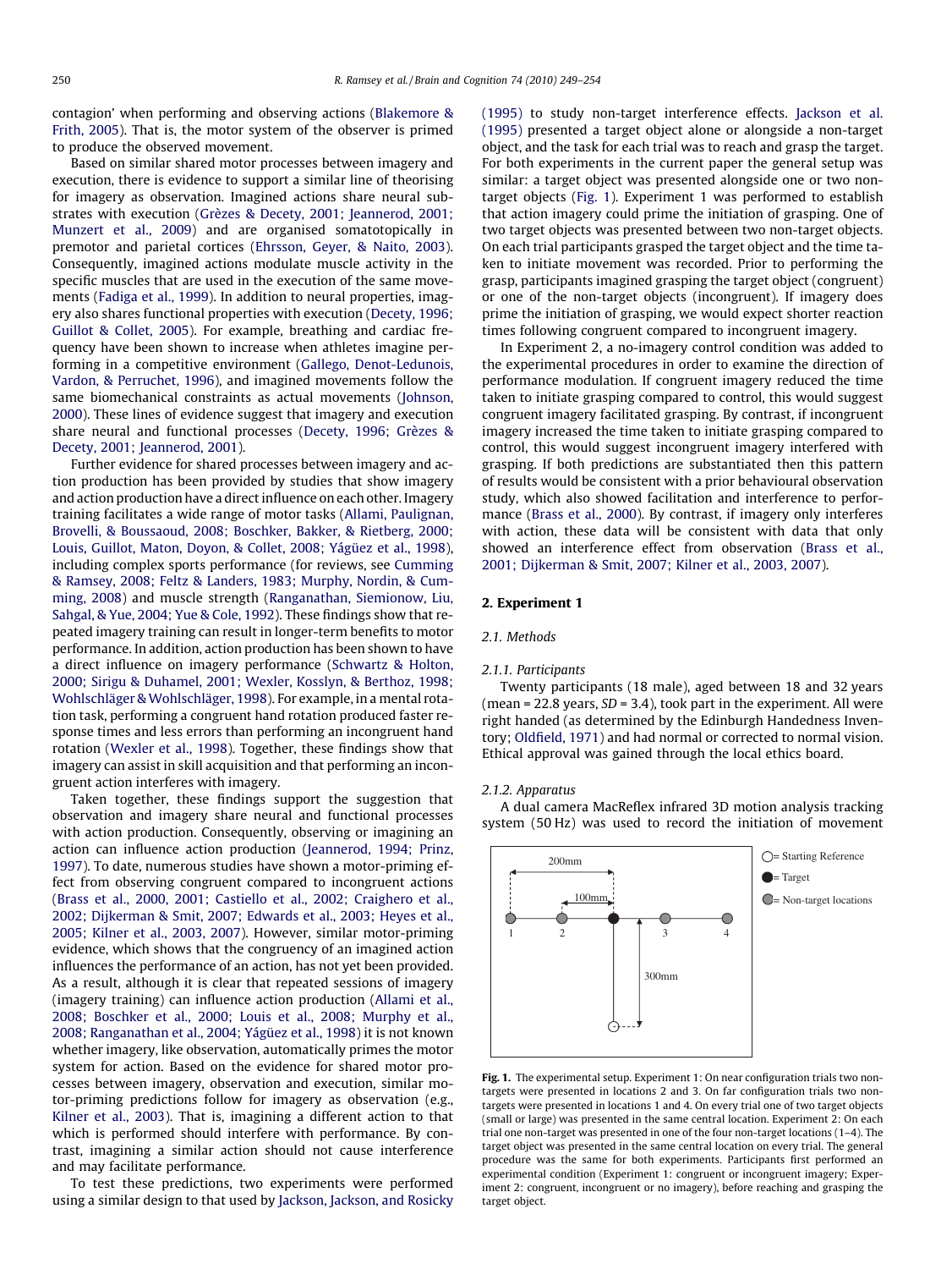contagion' when performing and observing actions (Blakemore & Frith, 2005). That is, the motor system of the observer is primed to produce the observed movement.

Based on similar shared motor processes between imagery and execution, there is evidence to support a similar line of theorising for imagery as observation. Imagined actions share neural substrates with execution (Grèzes & Decety, 2001; Jeannerod, 2001; Munzert et al., 2009) and are organised somatotopically in premotor and parietal cortices (Ehrsson, Geyer, & Naito, 2003). Consequently, imagined actions modulate muscle activity in the specific muscles that are used in the execution of the same movements (Fadiga et al., 1999). In addition to neural properties, imagery also shares functional properties with execution (Decety, 1996; Guillot & Collet, 2005). For example, breathing and cardiac frequency have been shown to increase when athletes imagine performing in a competitive environment (Gallego, Denot-Ledunois, Vardon, & Perruchet, 1996), and imagined movements follow the same biomechanical constraints as actual movements (Johnson, 2000). These lines of evidence suggest that imagery and execution share neural and functional processes (Decety, 1996; Grèzes & Decety, 2001; Jeannerod, 2001).

Further evidence for shared processes between imagery and action production has been provided by studies that show imagery and action production have a direct influence on each other. Imagery training facilitates a wide range of motor tasks (Allami, Paulignan, Brovelli, & Boussaoud, 2008; Boschker, Bakker, & Rietberg, 2000; Louis, Guillot, Maton, Doyon, & Collet, 2008; Yágüez et al., 1998), including complex sports performance (for reviews, see Cumming & Ramsey, 2008; Feltz & Landers, 1983; Murphy, Nordin, & Cumming, 2008) and muscle strength (Ranganathan, Siemionow, Liu, Sahgal, & Yue, 2004; Yue & Cole, 1992). These findings show that repeated imagery training can result in longer-term benefits to motor performance. In addition, action production has been shown to have a direct influence on imagery performance (Schwartz & Holton, 2000; Sirigu & Duhamel, 2001; Wexler, Kosslyn, & Berthoz, 1998; Wohlschläger & Wohlschläger, 1998). For example, in a mental rotation task, performing a congruent hand rotation produced faster response times and less errors than performing an incongruent hand rotation (Wexler et al., 1998). Together, these findings show that imagery can assist in skill acquisition and that performing an incongruent action interferes with imagery.

Taken together, these findings support the suggestion that observation and imagery share neural and functional processes with action production. Consequently, observing or imagining an action can influence action production (Jeannerod, 1994; Prinz, 1997). To date, numerous studies have shown a motor-priming effect from observing congruent compared to incongruent actions (Brass et al., 2000, 2001; Castiello et al., 2002; Craighero et al., 2002; Dijkerman & Smit, 2007; Edwards et al., 2003; Heyes et al., 2005; Kilner et al., 2003, 2007). However, similar motor-priming evidence, which shows that the congruency of an imagined action influences the performance of an action, has not yet been provided. As a result, although it is clear that repeated sessions of imagery (imagery training) can influence action production (Allami et al., 2008; Boschker et al., 2000; Louis et al., 2008; Murphy et al., 2008; Ranganathan et al., 2004; Yágüez et al., 1998) it is not known whether imagery, like observation, automatically primes the motor system for action. Based on the evidence for shared motor processes between imagery, observation and execution, similar motor-priming predictions follow for imagery as observation (e.g., Kilner et al., 2003). That is, imagining a different action to that which is performed should interfere with performance. By contrast, imagining a similar action should not cause interference and may facilitate performance.

To test these predictions, two experiments were performed using a similar design to that used by Jackson, Jackson, and Rosicky (1995) to study non-target interference effects. Jackson et al. (1995) presented a target object alone or alongside a non-target object, and the task for each trial was to reach and grasp the target. For both experiments in the current paper the general setup was similar: a target object was presented alongside one or two non-target objects (Fig. 1). Experiment 1 was performed to establish that action imagery could prime the initiation of grasping. One of two target objects was presented between two non-target objects. On each trial participants grasped the target object and the time taken to initiate movement was recorded. Prior to performing the grasp, participants imagined grasping the target object (congruent) or one of the non-target objects (incongruent). If imagery does prime the initiation of grasping, we would expect shorter reaction times following congruent compared to incongruent imagery.

In Experiment 2, a no-imagery control condition was added to the experimental procedures in order to examine the direction of performance modulation. If congruent imagery reduced the time taken to initiate grasping compared to control, this would suggest congruent imagery facilitated grasping. By contrast, if incongruent imagery increased the time taken to initiate grasping compared to control, this would suggest incongruent imagery interfered with grasping. If both predictions are substantiated then this pattern of results would be consistent with a prior behavioural observation study, which also showed facilitation and interference to performance (Brass et al., 2000). By contrast, if imagery only interferes with action, these data will be consistent with data that only showed an interference effect from observation (Brass et al., 2001; Dijkerman & Smit, 2007; Kilner et al., 2003, 2007).

## 2. Experiment 1

### 2.1. Methods

#### 2.1.1. Participants

Twenty participants (18 male), aged between 18 and 32 years (mean = 22.8 years, *SD* = 3.4), took part in the experiment. All were right handed (as determined by the Edinburgh Handedness Inventory; Oldfield, 1971) and had normal or corrected to normal vision. Ethical approval was gained through the local ethics board.

#### 2.1.2. Apparatus

A dual camera MacReflex infrared 3D motion analysis tracking system (50 Hz) was used to record the initiation of movement

**Fig. 1.** The experimental setup. Experiment 1: On near configuration trials two non-targets were presented in locations 2 and 3. On far configuration trials two non-targets were presented in locations 1 and 4. On every trial one of two target objects (small or large) was presented in the same central location. Experiment 2: On each trial one non-target was presented in one of the four non-target locations (1–4). The target object was presented in the same central location on every trial. The general procedure was the same for both experiments. Participants first performed an experimental condition (Experiment 1: congruent or incongruent imagery; Experiment 2: congruent, incongruent or no imagery), before reaching and grasping the target object.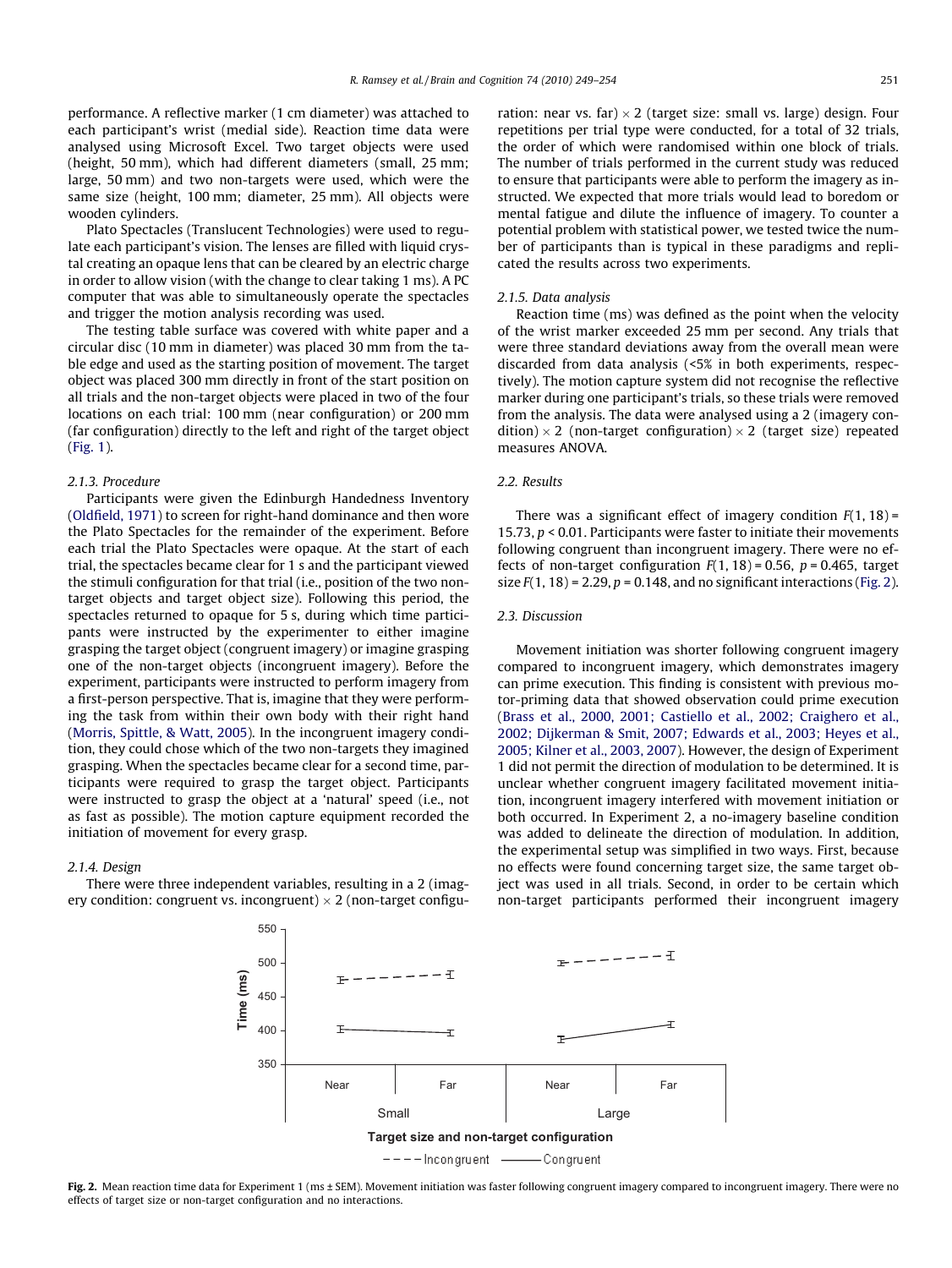performance. A reflective marker (1 cm diameter) was attached to each participant's wrist (medial side). Reaction time data were analysed using Microsoft Excel. Two target objects were used (height, 50 mm), which had different diameters (small, 25 mm; large, 50 mm) and two non-targets were used, which were the same size (height, 100 mm; diameter, 25 mm). All objects were wooden cylinders.

Plato Spectacles (Translucent Technologies) were used to regulate each participant's vision. The lenses are filled with liquid crystal creating an opaque lens that can be cleared by an electric charge in order to allow vision (with the change to clear taking 1 ms). A PC computer that was able to simultaneously operate the spectacles and trigger the motion analysis recording was used.

The testing table surface was covered with white paper and a circular disc (10 mm in diameter) was placed 30 mm from the table edge and used as the starting position of movement. The target object was placed 300 mm directly in front of the start position on all trials and the non-target objects were placed in two of the four locations on each trial: 100 mm (near configuration) or 200 mm (far configuration) directly to the left and right of the target object (Fig. 1).

### 2.1.3. Procedure

Participants were given the Edinburgh Handedness Inventory (Oldfield, 1971) to screen for right-hand dominance and then wore the Plato Spectacles for the remainder of the experiment. Before each trial the Plato Spectacles were opaque. At the start of each trial, the spectacles became clear for 1 s and the participant viewed the stimuli configuration for that trial (i.e., position of the two non-target objects and target object size). Following this period, the spectacles returned to opaque for 5 s, during which time participants were instructed by the experimenter to either imagine grasping the target object (congruent imagery) or imagine grasping one of the non-target objects (incongruent imagery). Before the experiment, participants were instructed to perform imagery from a first-person perspective. That is, imagine that they were performing the task from within their own body with their right hand (Morris, Spittle, & Watt, 2005). In the incongruent imagery condition, they could chose which of the two non-targets they imagined grasping. When the spectacles became clear for a second time, participants were required to grasp the target object. Participants were instructed to grasp the object at a 'natural' speed (i.e., not as fast as possible). The motion capture equipment recorded the initiation of movement for every grasp.

### 2.1.4. Design

There were three independent variables, resulting in a 2 (imagery condition: congruent vs. incongruent) × 2 (non-target configuration: near vs. far) × 2 (target size: small vs. large) design. Four repetitions per trial type were conducted, for a total of 32 trials, the order of which were randomised within one block of trials. The number of trials performed in the current study was reduced to ensure that participants were able to perform the imagery as instructed. We expected that more trials would lead to boredom or mental fatigue and dilute the influence of imagery. To counter a potential problem with statistical power, we tested twice the number of participants than is typical in these paradigms and replicated the results across two experiments.

### 2.1.5. Data analysis

Reaction time (ms) was defined as the point when the velocity of the wrist marker exceeded 25 mm per second. Any trials that were three standard deviations away from the overall mean were discarded from data analysis (<5% in both experiments, respectively). The motion capture system did not recognise the reflective marker during one participant's trials, so these trials were removed from the analysis. The data were analysed using a 2 (imagery condition) × 2 (non-target configuration) × 2 (target size) repeated measures ANOVA.

## 2.2. Results

There was a significant effect of imagery condition $F(1, 18) = 15.73$, $p < 0.01$. Participants were faster to initiate their movements following congruent than incongruent imagery. There were no effects of non-target configuration $F(1, 18) = 0.56$, $p = 0.465$, target size $F(1, 18) = 2.29$, $p = 0.148$, and no significant interactions (Fig. 2).

## 2.3. Discussion

Movement initiation was shorter following congruent imagery compared to incongruent imagery, which demonstrates imagery can prime execution. This finding is consistent with previous motor-priming data that showed observation could prime execution (Brass et al., 2000, 2001; Castiello et al., 2002; Craighero et al., 2002; Dijkerman & Smit, 2007; Edwards et al., 2003; Heyes et al., 2005; Kilner et al., 2003, 2007). However, the design of Experiment 1 did not permit the direction of modulation to be determined. It is unclear whether congruent imagery facilitated movement initiation, incongruent imagery interfered with movement initiation or both occurred. In Experiment 2, a no-imagery baseline condition was added to delineate the direction of modulation. In addition, the experimental setup was simplified in two ways. First, because no effects were found concerning target size, the same target object was used in all trials. Second, in order to be certain which non-target participants performed their incongruent imagery

**Fig. 2.** Mean reaction time data for Experiment 1 (ms ± SEM). Movement initiation was faster following congruent imagery compared to incongruent imagery. There were no effects of target size or non-target configuration and no interactions.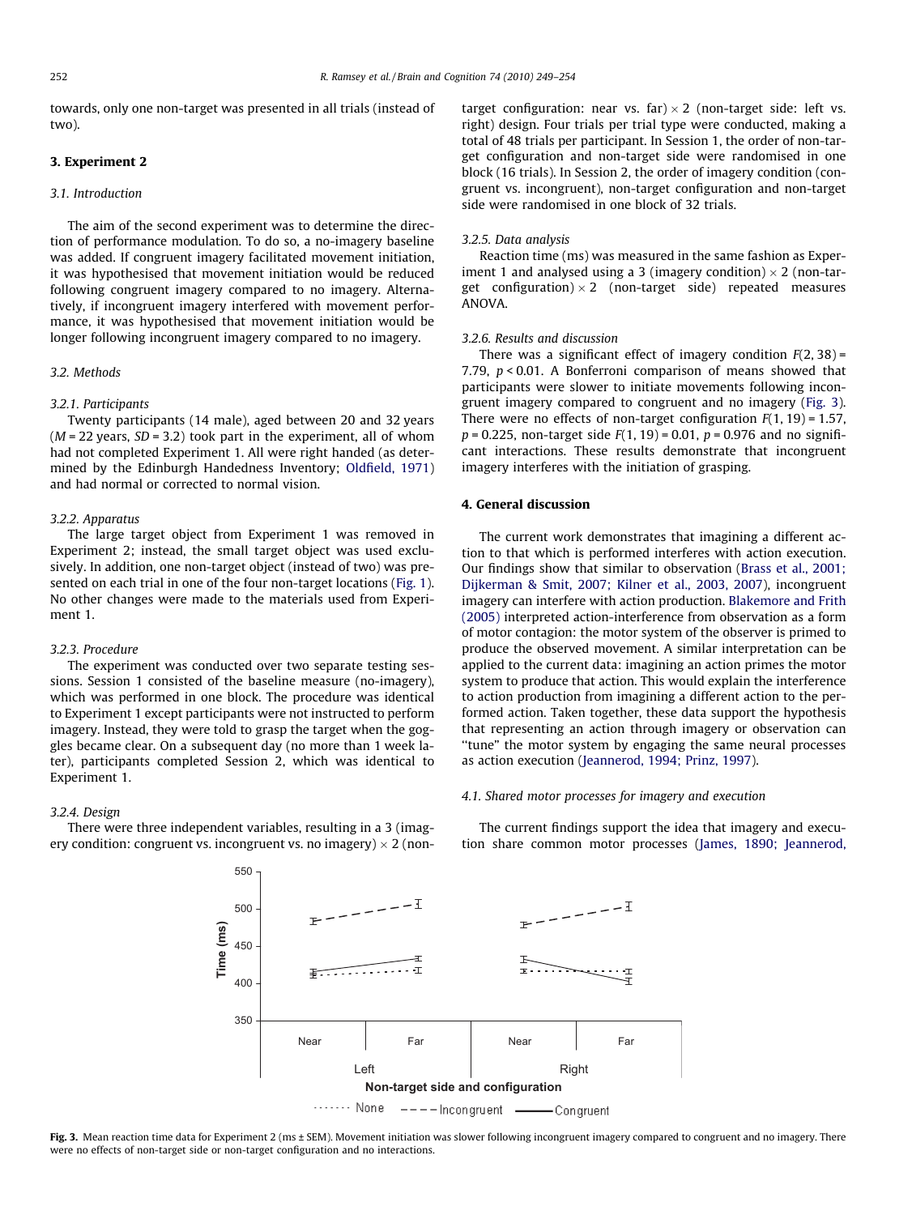towards, only one non-target was presented in all trials (instead of two).

## 3. Experiment 2

### 3.1. Introduction

The aim of the second experiment was to determine the direction of performance modulation. To do so, a no-imagery baseline was added. If congruent imagery facilitated movement initiation, it was hypothesised that movement initiation would be reduced following congruent imagery compared to no imagery. Alternatively, if incongruent imagery interfered with movement performance, it was hypothesised that movement initiation would be longer following incongruent imagery compared to no imagery.

### 3.2. Methods

#### 3.2.1. Participants

Twenty participants (14 male), aged between 20 and 32 years ($M = 22$ years, $SD = 3.2$) took part in the experiment, all of whom had not completed Experiment 1. All were right handed (as determined by the Edinburgh Handedness Inventory; Oldfield, 1971) and had normal or corrected to normal vision.

#### 3.2.2. Apparatus

The large target object from Experiment 1 was removed in Experiment 2; instead, the small target object was used exclusively. In addition, one non-target object (instead of two) was presented on each trial in one of the four non-target locations (Fig. 1). No other changes were made to the materials used from Experiment 1.

#### 3.2.3. Procedure

The experiment was conducted over two separate testing sessions. Session 1 consisted of the baseline measure (no-imagery), which was performed in one block. The procedure was identical to Experiment 1 except participants were not instructed to perform imagery. Instead, they were told to grasp the target when the goggles became clear. On a subsequent day (no more than 1 week later), participants completed Session 2, which was identical to Experiment 1.

#### 3.2.4. Design

There were three independent variables, resulting in a 3 (imagery condition: congruent vs. incongruent vs. no imagery) × 2 (non-target configuration: near vs. far) × 2 (non-target side: left vs. right) design. Four trials per trial type were conducted, making a total of 48 trials per participant. In Session 1, the order of non-target configuration and non-target side were randomised in one block (16 trials). In Session 2, the order of imagery condition (congruent vs. incongruent), non-target configuration and non-target side were randomised in one block of 32 trials.

#### 3.2.5. Data analysis

Reaction time (ms) was measured in the same fashion as Experiment 1 and analysed using a 3 (imagery condition) × 2 (non-target configuration) × 2 (non-target side) repeated measures ANOVA.

#### 3.2.6. Results and discussion

There was a significant effect of imagery condition $F(2, 38) = 7.79$, $p < 0.01$. A Bonferroni comparison of means showed that participants were slower to initiate movements following incongruent imagery compared to congruent and no imagery (Fig. 3). There were no effects of non-target configuration $F(1, 19) = 1.57$, $p = 0.225$, non-target side $F(1, 19) = 0.01$, $p = 0.976$ and no significant interactions. These results demonstrate that incongruent imagery interferes with the initiation of grasping.

## 4. General discussion

The current work demonstrates that imagining a different action to that which is performed interferes with action execution. Our findings show that similar to observation (Brass et al., 2001; Dijkerman & Smit, 2007; Kilner et al., 2003, 2007), incongruent imagery can interfere with action production. Blakemore and Frith (2005) interpreted action-interference from observation as a form of motor contagion: the motor system of the observer is primed to produce the observed movement. A similar interpretation can be applied to the current data: imagining an action primes the motor system to produce that action. This would explain the interference to action production from imagining a different action to the performed action. Taken together, these data support the hypothesis that representing an action through imagery or observation can "tune" the motor system by engaging the same neural processes as action execution (Jeannerod, 1994; Prinz, 1997).

### 4.1. Shared motor processes for imagery and execution

The current findings support the idea that imagery and execution share common motor processes (James, 1890; Jeannerod,

**Fig. 3.** Mean reaction time data for Experiment 2 (ms ± SEM). Movement initiation was slower following incongruent imagery compared to congruent and no imagery. There were no effects of non-target side or non-target configuration and no interactions.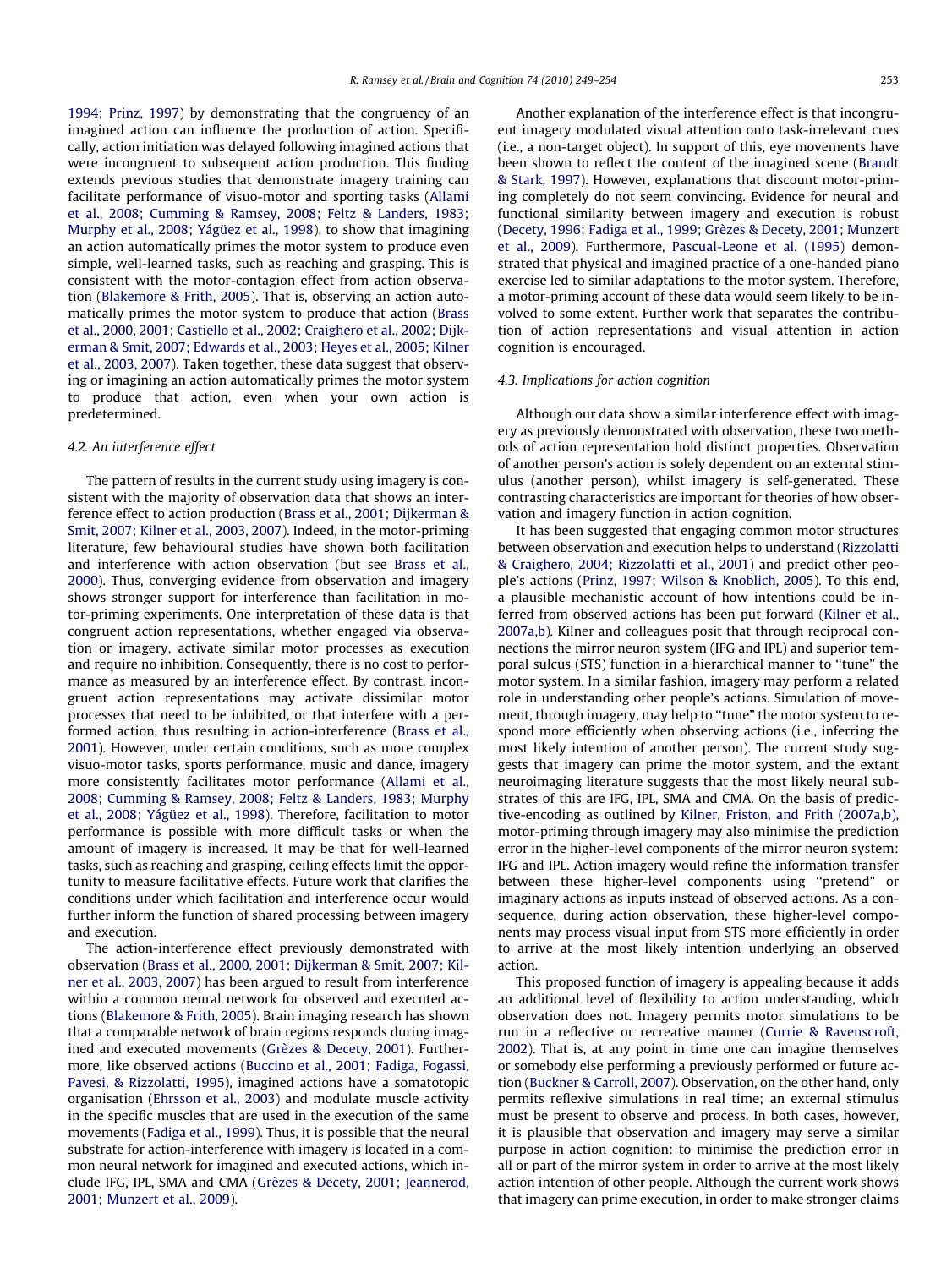1994; Prinz, 1997) by demonstrating that the congruency of an imagined action can influence the production of action. Specifically, action initiation was delayed following imagined actions that were incongruent to subsequent action production. This finding extends previous studies that demonstrate imagery training can facilitate performance of visuo-motor and sporting tasks (Allami et al., 2008; Cumming & Ramsey, 2008; Feltz & Landers, 1983; Murphy et al., 2008; Yágüez et al., 1998), to show that imagining an action automatically primes the motor system to produce even simple, well-learned tasks, such as reaching and grasping. This is consistent with the motor-contagion effect from action observation (Blakemore & Frith, 2005). That is, observing an action automatically primes the motor system to produce that action (Brass et al., 2000, 2001; Castiello et al., 2002; Craighero et al., 2002; Dijkerman & Smit, 2007; Edwards et al., 2003; Heyes et al., 2005; Kilner et al., 2003, 2007). Taken together, these data suggest that observing or imagining an action automatically primes the motor system to produce that action, even when your own action is predetermined.

### 4.2. An interference effect

The pattern of results in the current study using imagery is consistent with the majority of observation data that shows an interference effect to action production (Brass et al., 2001; Dijkerman & Smit, 2007; Kilner et al., 2003, 2007). Indeed, in the motor-priming literature, few behavioural studies have shown both facilitation and interference with action observation (but see Brass et al., 2000). Thus, converging evidence from observation and imagery shows stronger support for interference than facilitation in motor-priming experiments. One interpretation of these data is that congruent action representations, whether engaged via observation or imagery, activate similar motor processes as execution and require no inhibition. Consequently, there is no cost to performance as measured by an interference effect. By contrast, incongruent action representations may activate dissimilar motor processes that need to be inhibited, or that interfere with a performed action, thus resulting in action-interference (Brass et al., 2001). However, under certain conditions, such as more complex visuo-motor tasks, sports performance, music and dance, imagery more consistently facilitates motor performance (Allami et al., 2008; Cumming & Ramsey, 2008; Feltz & Landers, 1983; Murphy et al., 2008; Yágüez et al., 1998). Therefore, facilitation to motor performance is possible with more difficult tasks or when the amount of imagery is increased. It may be that for well-learned tasks, such as reaching and grasping, ceiling effects limit the opportunity to measure facilitative effects. Future work that clarifies the conditions under which facilitation and interference occur would further inform the function of shared processing between imagery and execution.

The action-interference effect previously demonstrated with observation (Brass et al., 2000, 2001; Dijkerman & Smit, 2007; Kilner et al., 2003, 2007) has been argued to result from interference within a common neural network for observed and executed actions (Blakemore & Frith, 2005). Brain imaging research has shown that a comparable network of brain regions responds during imagined and executed movements (Grèzes & Decety, 2001). Furthermore, like observed actions (Buccino et al., 2001; Fadiga, Fogassi, Pavesi, & Rizzolatti, 1995), imagined actions have a somatotopic organisation (Ehrsson et al., 2003) and modulate muscle activity in the specific muscles that are used in the execution of the same movements (Fadiga et al., 1999). Thus, it is possible that the neural substrate for action-interference with imagery is located in a common neural network for imagined and executed actions, which include IFG, IPL, SMA and CMA (Grèzes & Decety, 2001; Jeannerod, 2001; Munzert et al., 2009).

Another explanation of the interference effect is that incongruent imagery modulated visual attention onto task-irrelevant cues (i.e., a non-target object). In support of this, eye movements have been shown to reflect the content of the imagined scene (Brandt & Stark, 1997). However, explanations that discount motor-priming completely do not seem convincing. Evidence for neural and functional similarity between imagery and execution is robust (Decety, 1996; Fadiga et al., 1999; Grèzes & Decety, 2001; Munzert et al., 2009). Furthermore, Pascual-Leone et al. (1995) demonstrated that physical and imagined practice of a one-handed piano exercise led to similar adaptations to the motor system. Therefore, a motor-priming account of these data would seem likely to be involved to some extent. Further work that separates the contribution of action representations and visual attention in action cognition is encouraged.

### 4.3. Implications for action cognition

Although our data show a similar interference effect with imagery as previously demonstrated with observation, these two methods of action representation hold distinct properties. Observation of another person's action is solely dependent on an external stimulus (another person), whilst imagery is self-generated. These contrasting characteristics are important for theories of how observation and imagery function in action cognition.

It has been suggested that engaging common motor structures between observation and execution helps to understand (Rizzolatti & Craighero, 2004; Rizzolatti et al., 2001) and predict other people's actions (Prinz, 1997; Wilson & Knoblich, 2005). To this end, a plausible mechanistic account of how intentions could be inferred from observed actions has been put forward (Kilner et al., 2007a,b). Kilner and colleagues posit that through reciprocal connections the mirror neuron system (IFG and IPL) and superior temporal sulcus (STS) function in a hierarchical manner to "tune" the motor system. In a similar fashion, imagery may perform a related role in understanding other people's actions. Simulation of movement, through imagery, may help to "tune" the motor system to respond more efficiently when observing actions (i.e., inferring the most likely intention of another person). The current study suggests that imagery can prime the motor system, and the extant neuroimaging literature suggests that the most likely neural substrates of this are IFG, IPL, SMA and CMA. On the basis of predictive-encoding as outlined by Kilner, Friston, and Frith (2007a,b), motor-priming through imagery may also minimise the prediction error in the higher-level components of the mirror neuron system: IFG and IPL. Action imagery would refine the information transfer between these higher-level components using "pretend" or imaginary actions as inputs instead of observed actions. As a consequence, during action observation, these higher-level components may process visual input from STS more efficiently in order to arrive at the most likely intention underlying an observed action.

This proposed function of imagery is appealing because it adds an additional level of flexibility to action understanding, which observation does not. Imagery permits motor simulations to be run in a reflective or recreative manner (Currie & Ravenscroft, 2002). That is, at any point in time one can imagine themselves or somebody else performing a previously performed or future action (Buckner & Carroll, 2007). Observation, on the other hand, only permits reflexive simulations in real time; an external stimulus must be present to observe and process. In both cases, however, it is plausible that observation and imagery may serve a similar purpose in action cognition: to minimise the prediction error in all or part of the mirror system in order to arrive at the most likely action intention of other people. Although the current work shows that imagery can prime execution, in order to make stronger claims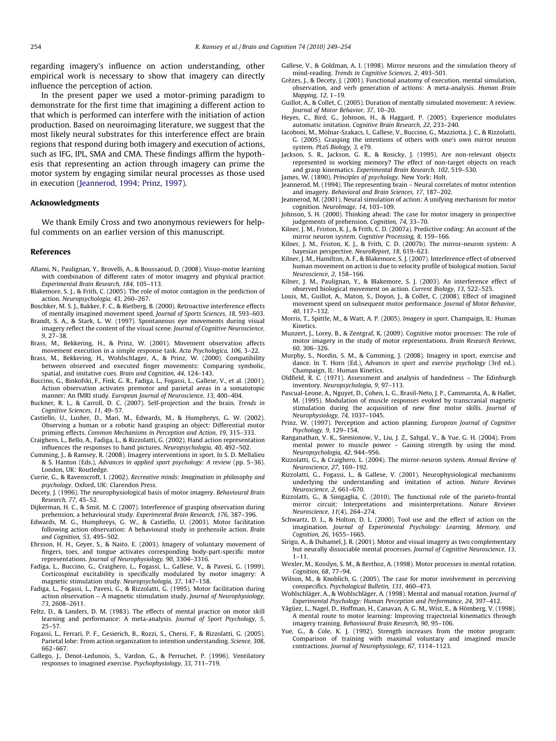regarding imagery's influence on action understanding, other empirical work is necessary to show that imagery can directly influence the perception of action.

In the present paper we used a motor-priming paradigm to demonstrate for the first time that imagining a different action to that which is performed can interfere with the initiation of action production. Based on neuroimaging literature, we suggest that the most likely neural substrates for this interference effect are brain regions that respond during both imagery and execution of actions, such as IFG, IPL, SMA and CMA. These findings affirm the hypothesis that representing an action through imagery can prime the motor system by engaging similar neural processes as those used in execution (Jeannerod, 1994; Prinz, 1997).

## Acknowledgments

We thank Emily Cross and two anonymous reviewers for helpful comments on an earlier version of this manuscript.

## References

Allami, N., Paulignan, Y., Brovelli, A., & Boussaoud, D. (2008). Visuo-motor learning with combination of different rates of motor imagery and physical practice. *Experimental Brain Research, 184*, 105–113.

Blakemore, S. J., & Frith, C. (2005). The role of motor contagion in the prediction of action. *Neuropsychologia, 43*, 260–267.

Boschker, M. S. J., Bakker, F. C., & Rietberg, B. (2000). Retroactive interference effects of mentally imagined movement speed. *Journal of Sports Sciences, 18*, 593–603.

Brandt, S. A., & Stark, L. W. (1997). Spontaneous eye movements during visual imagery reflect the content of the visual scene. *Journal of Cognitive Neuroscience, 9*, 27–38.

Brass, M., Bekkering, H., & Prinz, W. (2001). Movement observation affects movement execution in a simple response task. *Acta Psychologica, 106*, 3–22.

Brass, M., Bekkering, H., Wohlschlager, A., & Prinz, W. (2000). Compatibility between observed and executed finger movements: Comparing symbolic, spatial, and imitative cues. *Brain and Cognition, 44*, 124–143.

Buccino, G., Binkofski, F., Fink, G. R., Fadiga, L., Fogassi, L., Gallese, V., et al. (2001). Action observation activates premotor and parietal areas in a somatotopic manner: An fMRI study. *European Journal of Neuroscience, 13*, 400–404.

Buckner, R. L., & Carroll, D. C. (2007). Self-projection and the brain. *Trends in Cognitive Sciences, 11*, 49–57.

Castiello, U., Lusher, D., Mari, M., Edwards, M., & Humphreys, G. W. (2002). Observing a human or a robotic hand grasping an object: Differential motor priming effects. *Common Mechanisms in Perception and Action, 19*, 315–333.

Craighero, L., Bello, A., Fadiga, L., & Rizzolatti, G. (2002). Hand action representation influences the responses to hand pictures. *Neuropsychologia, 40*, 492–502.

Cumming, J., & Ramsey, R. (2008). Imagery interventions in sport. In S. D. Mellalieu & S. Hanton (Eds.), *Advances in applied sport psychology: A review* (pp. 5–36). London, UK: Routledge.

Currie, G., & Ravenscroft, I. (2002). *Recreative minds: Imagination in philosophy and psychology*. Oxford, UK: Clarendon Press.

Decety, J. (1996). The neurophysiological basis of motor imagery. *Behavioural Brain Research, 77*, 45–52.

Dijkerman, H. C., & Smit, M. C. (2007). Interference of grasping observation during prehension, a behavioural study. *Experimental Brain Research, 176*, 387–396.

Edwards, M. G., Humphreys, G. W., & Castiello, U. (2003). Motor facilitation following action observation: A behavioural study in prehensile action. *Brain and Cognition, 53*, 495–502.

Ehrsson, H. H., Geyer, S., & Naito, E. (2003). Imagery of voluntary movement of fingers, toes, and tongue activates corresponding body-part-specific motor representations. *Journal of Neurophysiology, 90*, 3304–3316.

Fadiga, L., Buccino, G., Craighero, L., Fogassi, L., Gallese, V., & Pavesi, G. (1999). Corticospinal excitability is specifically modulated by motor imagery: A magnetic stimulation study. *Neuropsychologia, 37*, 147–158.

Fadiga, L., Fogassi, L., Pavesi, G., & Rizzolatti, G. (1995). Motor facilitation during action observation – A magnetic stimulation study. *Journal of Neurophysiology, 73*, 2608–2611.

Feltz, D., & Landers, D. M. (1983). The effects of mental practice on motor skill learning and performance: A meta-analysis. *Journal of Sport Psychology, 5*, 25–57.

Fogassi, L., Ferrari, P. F., Gesierich, B., Rozzi, S., Chersi, F., & Rizzolatti, G. (2005). Parietal lobe: From action organization to intention understanding. *Science, 308*, 662–667.

Gallego, J., Denot-Ledunois, S., Vardon, G., & Perruchet, P. (1996). Ventilatory responses to imagined exercise. *Psychophysiology, 33*, 711–719.

Gallese, V., & Goldman, A. I. (1998). Mirror neurons and the simulation theory of mind-reading. *Trends in Cognitive Sciences, 2*, 493–501.

Grèzes, J., & Decety, J. (2001). Functional anatomy of execution, mental simulation, observation, and verb generation of actions: A meta-analysis. *Human Brain Mapping, 12*, 1–19.

Guillot, A., & Collet, C. (2005). Duration of mentally simulated movement: A review. *Journal of Motor Behavior, 37*, 10–20.

Heyes, C., Bird, G., Johnson, H., & Haggard, P. (2005). Experience modulates automatic imitation. *Cognitive Brain Research, 22*, 233–240.

Iacoboni, M., Molnar-Szakacs, I., Gallese, V., Buccino, G., Mazziotta, J. C., & Rizzolatti, G. (2005). Grasping the intentions of others with one's own mirror neuron system. *PLoS Biology, 3*, e79.

Jackson, S. R., Jackson, G. R., & Rosicky, J. (1995). Are non-relevant objects represented in working memory? The effect of non-target objects on reach and grasp kinematics. *Experimental Brain Research, 102*, 519–530.

James, W. (1890). *Principles of psychology*. New York: Holt.

Jeannerod, M. (1994). The representing brain – Neural correlates of motor intention and imagery. *Behavioral and Brain Sciences, 17*, 187–202.

Jeannerod, M. (2001). Neural simulation of action: A unifying mechanism for motor cognition. *NeuroImage, 14*, 103–109.

Johnson, S. H. (2000). Thinking ahead: The case for motor imagery in prospective judgements of prehension. *Cognition, 74*, 33–70.

Kilner, J. M., Friston, K. J., & Frith, C. D. (2007a). Predictive coding: An account of the mirror neuron system. *Cognitive Processing, 8*, 159–166.

Kilner, J. M., Friston, K. J., & Frith, C. D. (2007b). The mirror-neuron system: A bayesian perspective. *NeuroReport, 18*, 619–623.

Kilner, J. M., Hamilton, A. F., & Blakemore, S. J. (2007). Interference effect of observed human movement on action is due to velocity profile of biological motion. *Social Neuroscience, 2*, 158–166.

Kilner, J. M., Paulignan, Y., & Blakemore, S. J. (2003). An interference effect of observed biological movement on action. *Current Biology, 13*, 522–525.

Louis, M., Guillot, A., Maton, S., Doyon, J., & Collet, C. (2008). Effect of imagined movement speed on subsequent motor performance. *Journal of Motor Behavior, 40*, 117–132.

Morris, T., Spittle, M., & Watt, A. P. (2005). *Imagery in sport*. Champaign, IL: Human Kinetics.

Munzert, J., Lorey, B., & Zentgraf, K. (2009). Cognitive motor processes: The role of motor imagery in the study of motor representations. *Brain Research Reviews, 60*, 306–326.

Murphy, S., Nordin, S. M., & Cumming, J. (2008). Imagery in sport, exercise and dance. In T. Horn (Ed.), *Advances in sport and exercise psychology* (3rd ed.). Champaign, IL: Human Kinetics.

Oldfield, R. C. (1971). Assessment and analysis of handedness – The Edinburgh inventory. *Neuropsychologia, 9*, 97–113.

Pascual-Leone, A., Nguyet, D., Cohen, L. G., Brasil-Neto, J. P., Cammarota, A., & Hallet, M. (1995). Modulation of muscle responses evoked by transcranial magnetic stimulation during the acquisition of new fine motor skills. *Journal of Neurophysiology, 74*, 1037–1045.

Prinz, W. (1997). Perception and action planning. *European Journal of Cognitive Psychology, 9*, 129–154.

Ranganathan, V. K., Siemionow, V., Liu, J. Z., Sahgal, V., & Yue, G. H. (2004). From mental power to muscle power – Gaining strength by using the mind. *Neuropsychologia, 42*, 944–956.

Rizzolatti, G., & Craighero, L. (2004). The mirror-neuron system. *Annual Review of Neuroscience, 27*, 169–192.

Rizzolatti, G., Fogassi, L., & Gallese, V. (2001). Neurophysiological mechanisms underlying the understanding and imitation of action. *Nature Reviews Neuroscience, 2*, 661–670.

Rizzolatti, G., & Sinigaglia, C. (2010). The functional role of the parieto-frontal mirror circuit: Interpretations and misinterpretations. *Nature Reviews Neuroscience, 11*(4), 264–274.

Schwartz, D. L., & Holton, D. L. (2000). Tool use and the effect of action on the imagination. *Journal of Experimental Psychology: Learning, Memory, and Cognition, 26*, 1655–1665.

Sirigu, A., & Duhamel, J. R. (2001). Motor and visual imagery as two complementary but neurally dissociable mental processes. *Journal of Cognitive Neuroscience, 13*, 1–11.

Wexler, M., Kosslyn, S. M., & Berthoz, A. (1998). Motor processes in mental rotation. *Cognition, 68*, 77–94.

Wilson, M., & Knoblich, G. (2005). The case for motor involvement in perceiving conspecifics. *Psychological Bulletin, 131*, 460–473.

Wohlschläger, A., & Wohlschläger, A. (1998). Mental and manual rotation. *Journal of Experimental Psychology: Human Perception and Performance, 24*, 397–412.

Yágüez, L., Nagel, D., Hoffman, H., Canavan, A. G. M., Wist, E., & Hömberg, V. (1998). A mental route to motor learning: Improving trajectorial kinematics through imagery training. *Behavioral Brain Research, 90*, 95–106.

Yue, G., & Cole, K. J. (1992). Strength increases from the motor program: Comparison of training with maximal voluntary and imagined muscle contractions. *Journal of Neurophysiology, 67*, 1114–1123.